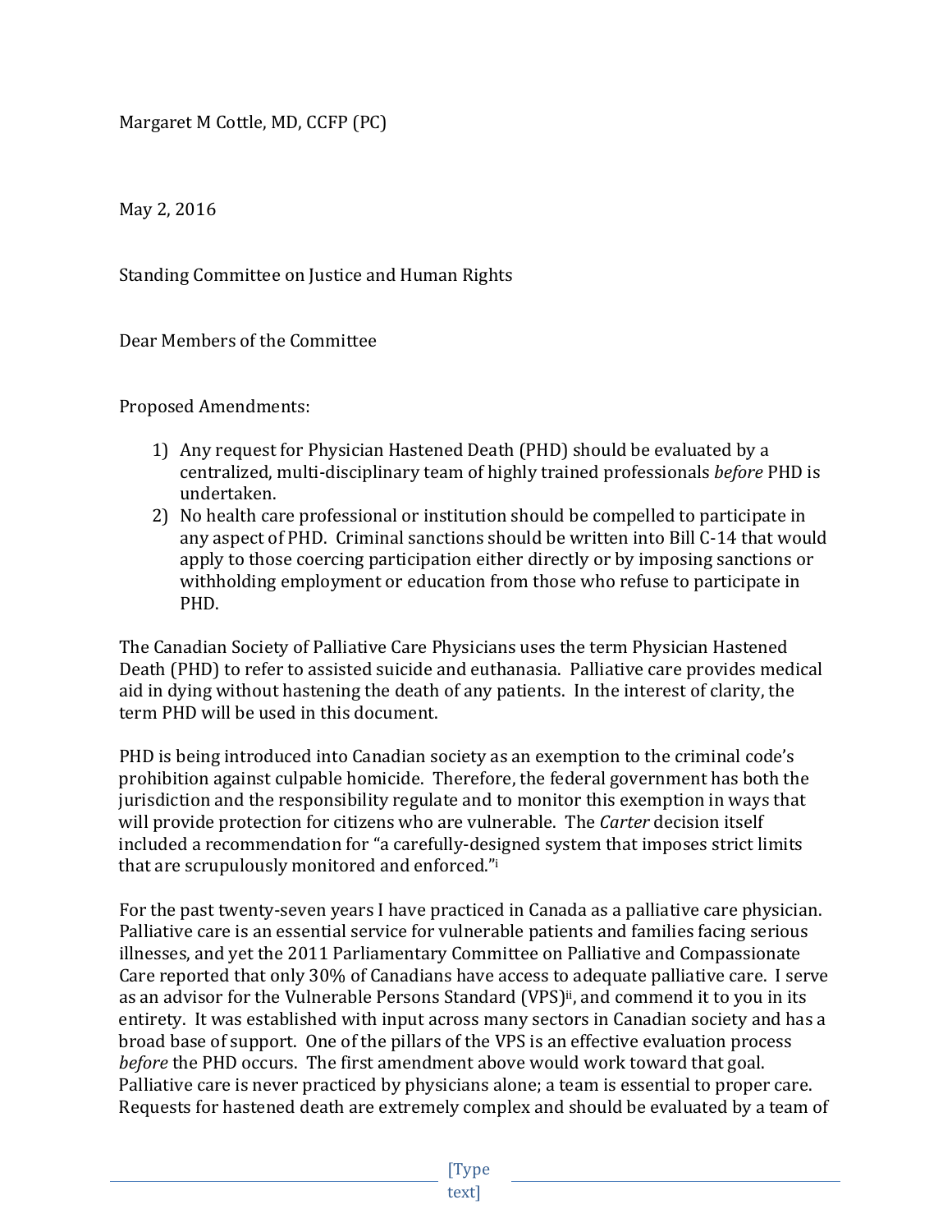Margaret M Cottle, MD, CCFP (PC)

May 2, 2016

Standing Committee on Justice and Human Rights

Dear Members of the Committee

Proposed Amendments:

1) Any request for Physician Hastened Death (PHD) should be evaluated by a centralized, multi-disciplinary team of highly trained professionals *before* PHD is undertaken.
2) No health care professional or institution should be compelled to participate in any aspect of PHD. Criminal sanctions should be written into Bill C-14 that would apply to those coercing participation either directly or by imposing sanctions or withholding employment or education from those who refuse to participate in PHD.

The Canadian Society of Palliative Care Physicians uses the term Physician Hastened Death (PHD) to refer to assisted suicide and euthanasia. Palliative care provides medical aid in dying without hastening the death of any patients. In the interest of clarity, the term PHD will be used in this document.

PHD is being introduced into Canadian society as an exemption to the criminal code's prohibition against culpable homicide. Therefore, the federal government has both the jurisdiction and the responsibility regulate and to monitor this exemption in ways that will provide protection for citizens who are vulnerable. The *Carter* decision itself included a recommendation for "a carefully-designed system that imposes strict limits that are scrupulously monitored and enforced."[i]

For the past twenty-seven years I have practiced in Canada as a palliative care physician. Palliative care is an essential service for vulnerable patients and families facing serious illnesses, and yet the 2011 Parliamentary Committee on Palliative and Compassionate Care reported that only 30% of Canadians have access to adequate palliative care. I serve as an advisor for the Vulnerable Persons Standard (VPS)[ii], and commend it to you in its entirety. It was established with input across many sectors in Canadian society and has a broad base of support. One of the pillars of the VPS is an effective evaluation process *before* the PHD occurs. The first amendment above would work toward that goal. Palliative care is never practiced by physicians alone; a team is essential to proper care. Requests for hastened death are extremely complex and should be evaluated by a team of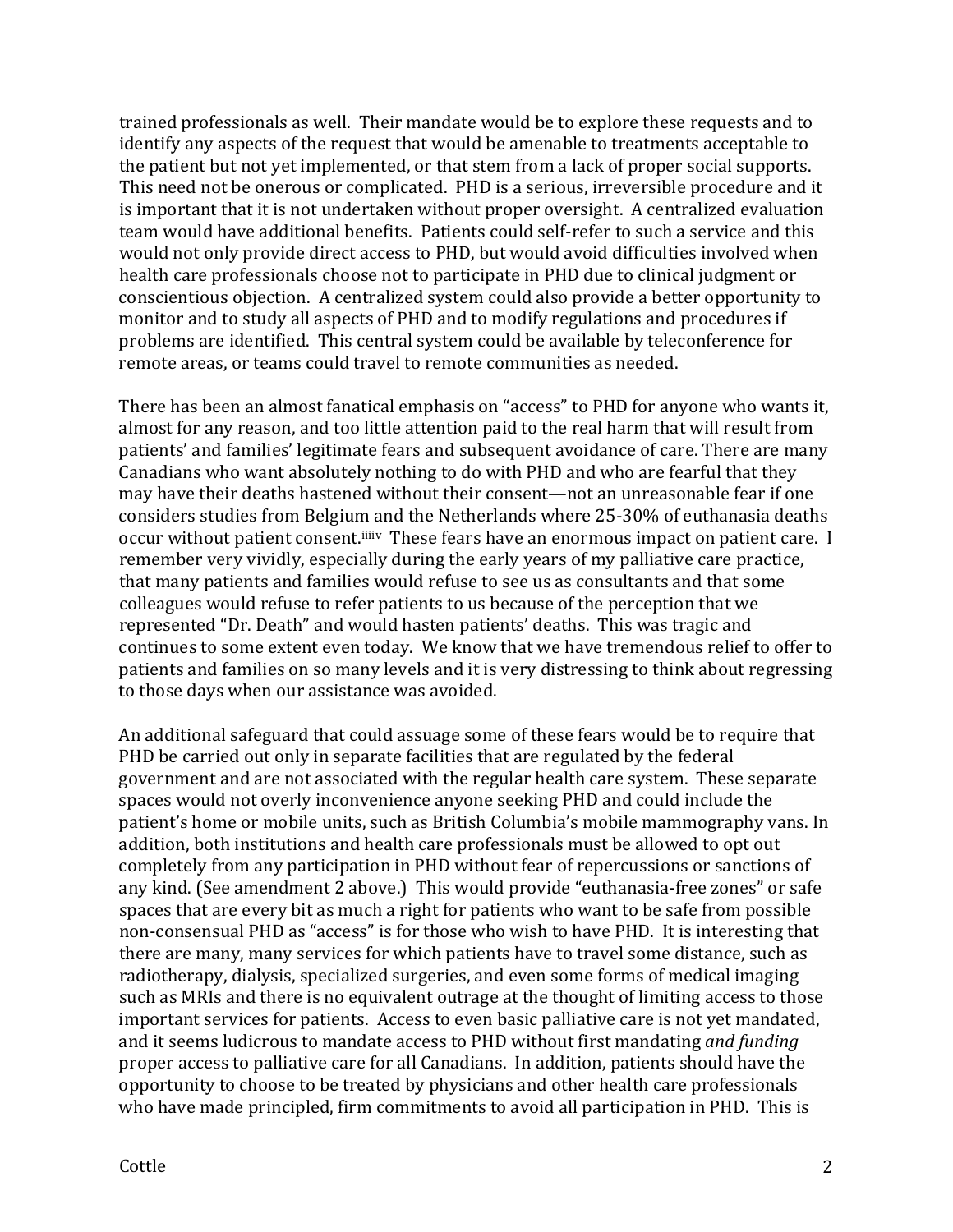trained professionals as well. Their mandate would be to explore these requests and to identify any aspects of the request that would be amenable to treatments acceptable to the patient but not yet implemented, or that stem from a lack of proper social supports. This need not be onerous or complicated. PHD is a serious, irreversible procedure and it is important that it is not undertaken without proper oversight. A centralized evaluation team would have additional benefits. Patients could self-refer to such a service and this would not only provide direct access to PHD, but would avoid difficulties involved when health care professionals choose not to participate in PHD due to clinical judgment or conscientious objection. A centralized system could also provide a better opportunity to monitor and to study all aspects of PHD and to modify regulations and procedures if problems are identified. This central system could be available by teleconference for remote areas, or teams could travel to remote communities as needed.

There has been an almost fanatical emphasis on "access" to PHD for anyone who wants it, almost for any reason, and too little attention paid to the real harm that will result from patients' and families' legitimate fears and subsequent avoidance of care. There are many Canadians who want absolutely nothing to do with PHD and who are fearful that they may have their deaths hastened without their consent—not an unreasonable fear if one considers studies from Belgium and the Netherlands where 25-30% of euthanasia deaths occur without patient consent.[iii][iv] These fears have an enormous impact on patient care. I remember very vividly, especially during the early years of my palliative care practice, that many patients and families would refuse to see us as consultants and that some colleagues would refuse to refer patients to us because of the perception that we represented "Dr. Death" and would hasten patients' deaths. This was tragic and continues to some extent even today. We know that we have tremendous relief to offer to patients and families on so many levels and it is very distressing to think about regressing to those days when our assistance was avoided.

An additional safeguard that could assuage some of these fears would be to require that PHD be carried out only in separate facilities that are regulated by the federal government and are not associated with the regular health care system. These separate spaces would not overly inconvenience anyone seeking PHD and could include the patient's home or mobile units, such as British Columbia's mobile mammography vans. In addition, both institutions and health care professionals must be allowed to opt out completely from any participation in PHD without fear of repercussions or sanctions of any kind. (See amendment 2 above.) This would provide "euthanasia-free zones" or safe spaces that are every bit as much a right for patients who want to be safe from possible non-consensual PHD as "access" is for those who wish to have PHD. It is interesting that there are many, many services for which patients have to travel some distance, such as radiotherapy, dialysis, specialized surgeries, and even some forms of medical imaging such as MRIs and there is no equivalent outrage at the thought of limiting access to those important services for patients. Access to even basic palliative care is not yet mandated, and it seems ludicrous to mandate access to PHD without first mandating *and funding* proper access to palliative care for all Canadians. In addition, patients should have the opportunity to choose to be treated by physicians and other health care professionals who have made principled, firm commitments to avoid all participation in PHD. This is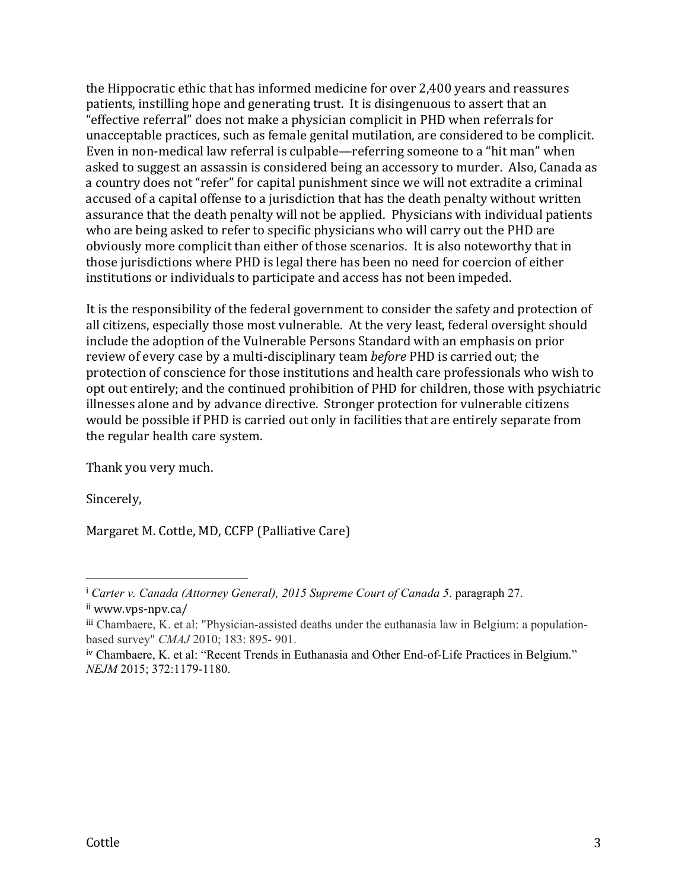the Hippocratic ethic that has informed medicine for over 2,400 years and reassures patients, instilling hope and generating trust. It is disingenuous to assert that an "effective referral" does not make a physician complicit in PHD when referrals for unacceptable practices, such as female genital mutilation, are considered to be complicit. Even in non-medical law referral is culpable—referring someone to a "hit man" when asked to suggest an assassin is considered being an accessory to murder. Also, Canada as a country does not "refer" for capital punishment since we will not extradite a criminal accused of a capital offense to a jurisdiction that has the death penalty without written assurance that the death penalty will not be applied. Physicians with individual patients who are being asked to refer to specific physicians who will carry out the PHD are obviously more complicit than either of those scenarios. It is also noteworthy that in those jurisdictions where PHD is legal there has been no need for coercion of either institutions or individuals to participate and access has not been impeded.

It is the responsibility of the federal government to consider the safety and protection of all citizens, especially those most vulnerable. At the very least, federal oversight should include the adoption of the Vulnerable Persons Standard with an emphasis on prior review of every case by a multi-disciplinary team *before* PHD is carried out; the protection of conscience for those institutions and health care professionals who wish to opt out entirely; and the continued prohibition of PHD for children, those with psychiatric illnesses alone and by advance directive. Stronger protection for vulnerable citizens would be possible if PHD is carried out only in facilities that are entirely separate from the regular health care system.

Thank you very much.

Sincerely,

Margaret M. Cottle, MD, CCFP (Palliative Care)

---

[i] *Carter v. Canada (Attorney General), 2015 Supreme Court of Canada 5*. paragraph 27.

[ii] www.vps-npv.ca/

[iii] Chambaere, K. et al: "Physician-assisted deaths under the euthanasia law in Belgium: a population-based survey" *CMAJ* 2010; 183: 895- 901.

[iv] Chambaere, K. et al: "Recent Trends in Euthanasia and Other End-of-Life Practices in Belgium." *NEJM* 2015; 372:1179-1180.